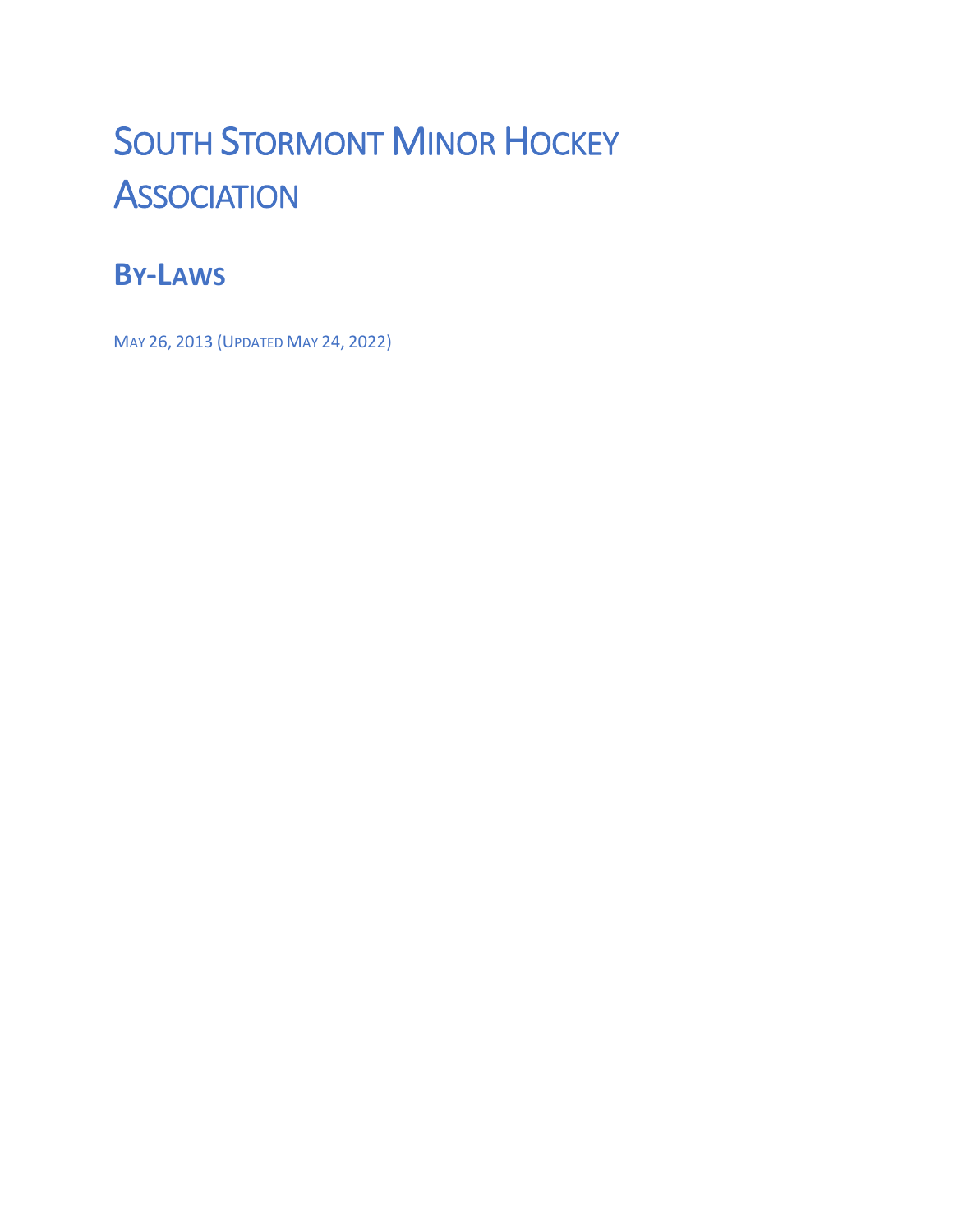# South Stormont Minor Hockey Association

## By-Laws

May 26, 2013 (Updated May 24, 2022)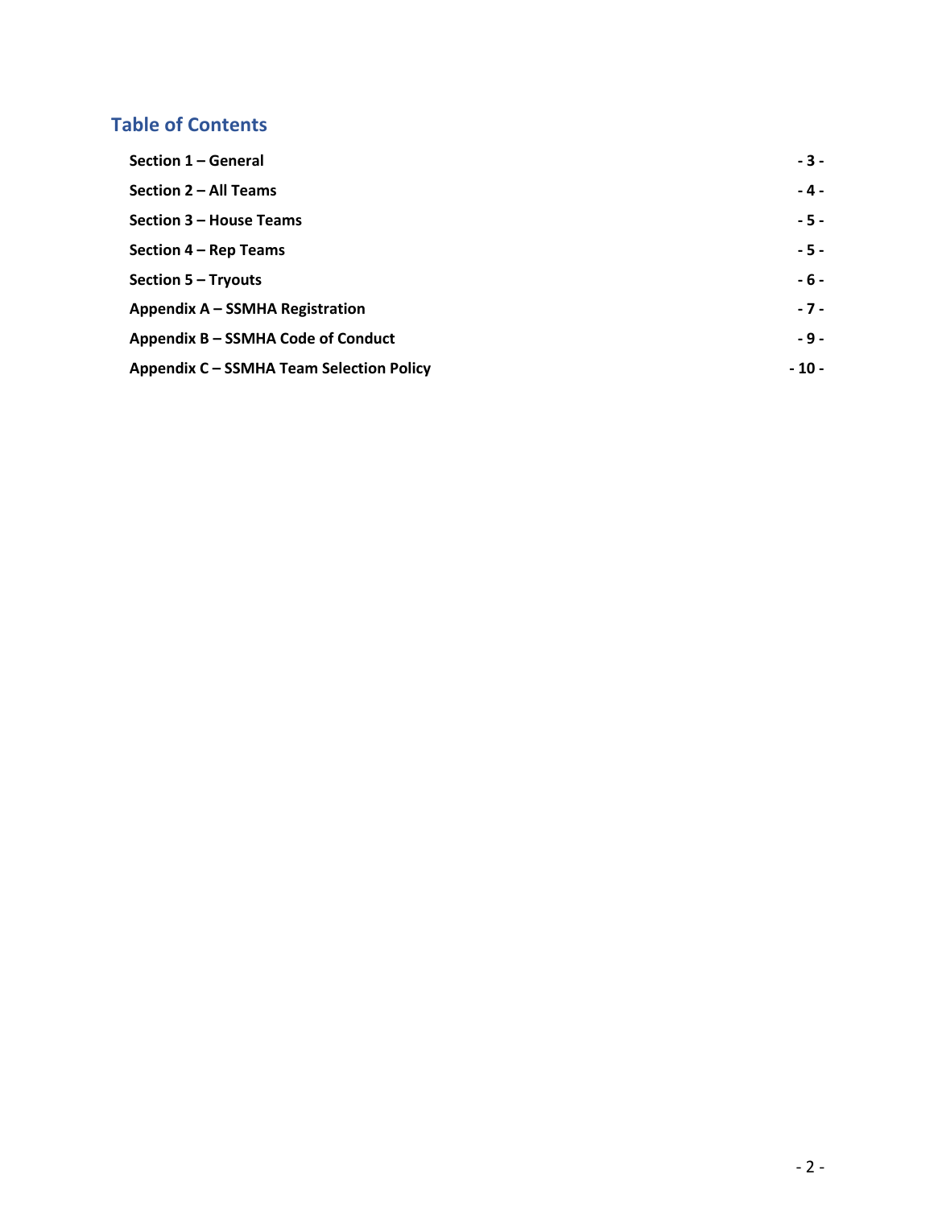## Table of Contents

| | |
|---|---|
| **Section 1 – General** | **- 3 -** |
| **Section 2 – All Teams** | **- 4 -** |
| **Section 3 – House Teams** | **- 5 -** |
| **Section 4 – Rep Teams** | **- 5 -** |
| **Section 5 – Tryouts** | **- 6 -** |
| **Appendix A – SSMHA Registration** | **- 7 -** |
| **Appendix B – SSMHA Code of Conduct** | **- 9 -** |
| **Appendix C – SSMHA Team Selection Policy** | **- 10 -** |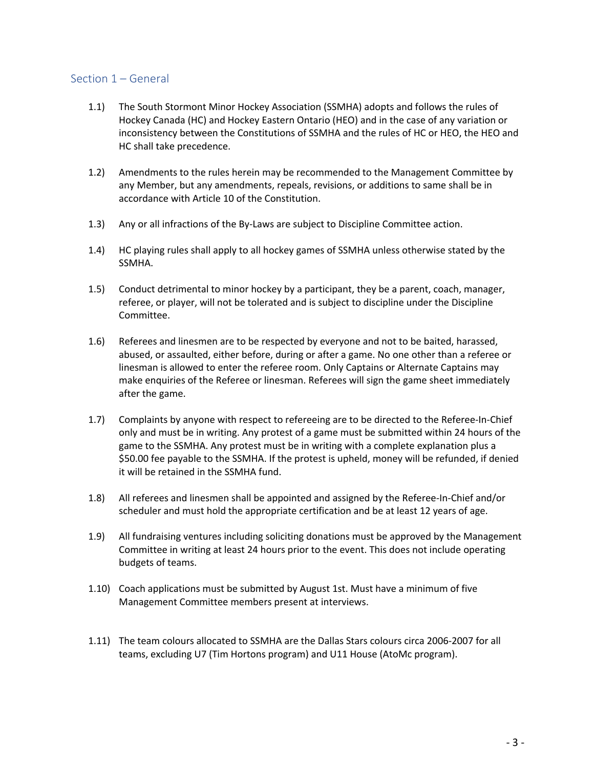## Section 1 – General

1.1) The South Stormont Minor Hockey Association (SSMHA) adopts and follows the rules of Hockey Canada (HC) and Hockey Eastern Ontario (HEO) and in the case of any variation or inconsistency between the Constitutions of SSMHA and the rules of HC or HEO, the HEO and HC shall take precedence.

1.2) Amendments to the rules herein may be recommended to the Management Committee by any Member, but any amendments, repeals, revisions, or additions to same shall be in accordance with Article 10 of the Constitution.

1.3) Any or all infractions of the By-Laws are subject to Discipline Committee action.

1.4) HC playing rules shall apply to all hockey games of SSMHA unless otherwise stated by the SSMHA.

1.5) Conduct detrimental to minor hockey by a participant, they be a parent, coach, manager, referee, or player, will not be tolerated and is subject to discipline under the Discipline Committee.

1.6) Referees and linesmen are to be respected by everyone and not to be baited, harassed, abused, or assaulted, either before, during or after a game. No one other than a referee or linesman is allowed to enter the referee room. Only Captains or Alternate Captains may make enquiries of the Referee or linesman. Referees will sign the game sheet immediately after the game.

1.7) Complaints by anyone with respect to refereeing are to be directed to the Referee-In-Chief only and must be in writing. Any protest of a game must be submitted within 24 hours of the game to the SSMHA. Any protest must be in writing with a complete explanation plus a $50.00 fee payable to the SSMHA. If the protest is upheld, money will be refunded, if denied it will be retained in the SSMHA fund.

1.8) All referees and linesmen shall be appointed and assigned by the Referee-In-Chief and/or scheduler and must hold the appropriate certification and be at least 12 years of age.

1.9) All fundraising ventures including soliciting donations must be approved by the Management Committee in writing at least 24 hours prior to the event. This does not include operating budgets of teams.

1.10) Coach applications must be submitted by August 1st. Must have a minimum of five Management Committee members present at interviews.

1.11) The team colours allocated to SSMHA are the Dallas Stars colours circa 2006-2007 for all teams, excluding U7 (Tim Hortons program) and U11 House (AtoMc program).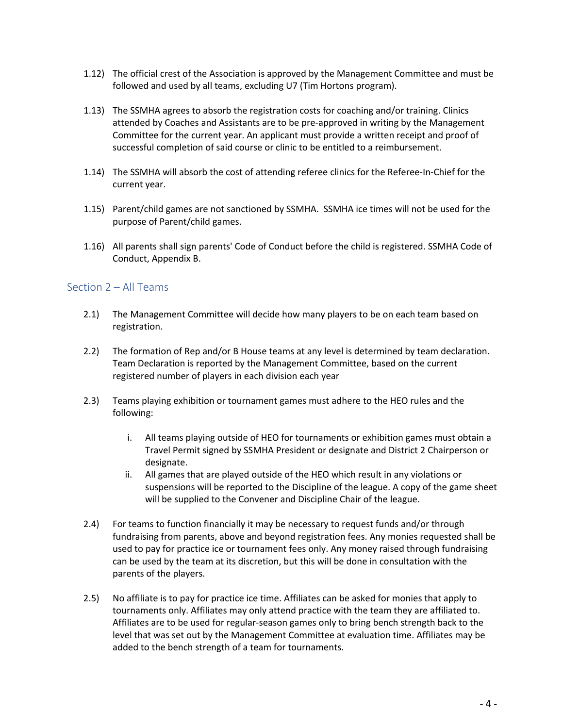1.12) The official crest of the Association is approved by the Management Committee and must be followed and used by all teams, excluding U7 (Tim Hortons program).

1.13) The SSMHA agrees to absorb the registration costs for coaching and/or training. Clinics attended by Coaches and Assistants are to be pre-approved in writing by the Management Committee for the current year. An applicant must provide a written receipt and proof of successful completion of said course or clinic to be entitled to a reimbursement.

1.14) The SSMHA will absorb the cost of attending referee clinics for the Referee-In-Chief for the current year.

1.15) Parent/child games are not sanctioned by SSMHA. SSMHA ice times will not be used for the purpose of Parent/child games.

1.16) All parents shall sign parents' Code of Conduct before the child is registered. SSMHA Code of Conduct, Appendix B.

## Section 2 – All Teams

2.1) The Management Committee will decide how many players to be on each team based on registration.

2.2) The formation of Rep and/or B House teams at any level is determined by team declaration. Team Declaration is reported by the Management Committee, based on the current registered number of players in each division each year

2.3) Teams playing exhibition or tournament games must adhere to the HEO rules and the following:

   i. All teams playing outside of HEO for tournaments or exhibition games must obtain a Travel Permit signed by SSMHA President or designate and District 2 Chairperson or designate.
   ii. All games that are played outside of the HEO which result in any violations or suspensions will be reported to the Discipline of the league. A copy of the game sheet will be supplied to the Convener and Discipline Chair of the league.

2.4) For teams to function financially it may be necessary to request funds and/or through fundraising from parents, above and beyond registration fees. Any monies requested shall be used to pay for practice ice or tournament fees only. Any money raised through fundraising can be used by the team at its discretion, but this will be done in consultation with the parents of the players.

2.5) No affiliate is to pay for practice ice time. Affiliates can be asked for monies that apply to tournaments only. Affiliates may only attend practice with the team they are affiliated to. Affiliates are to be used for regular-season games only to bring bench strength back to the level that was set out by the Management Committee at evaluation time. Affiliates may be added to the bench strength of a team for tournaments.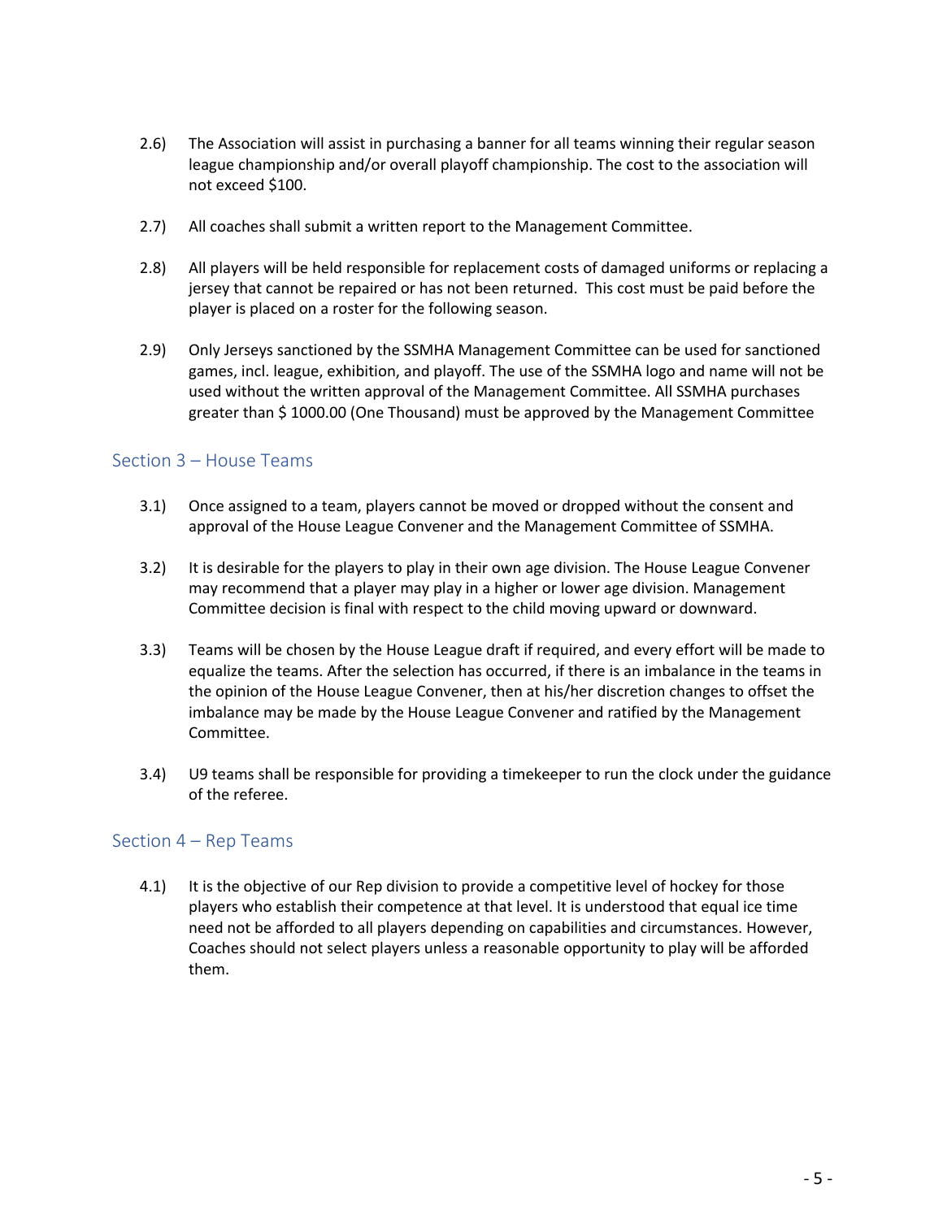2.6) The Association will assist in purchasing a banner for all teams winning their regular season league championship and/or overall playoff championship. The cost to the association will not exceed $100.

2.7) All coaches shall submit a written report to the Management Committee.

2.8) All players will be held responsible for replacement costs of damaged uniforms or replacing a jersey that cannot be repaired or has not been returned. This cost must be paid before the player is placed on a roster for the following season.

2.9) Only Jerseys sanctioned by the SSMHA Management Committee can be used for sanctioned games, incl. league, exhibition, and playoff. The use of the SSMHA logo and name will not be used without the written approval of the Management Committee. All SSMHA purchases greater than $ 1000.00 (One Thousand) must be approved by the Management Committee

## Section 3 – House Teams

3.1) Once assigned to a team, players cannot be moved or dropped without the consent and approval of the House League Convener and the Management Committee of SSMHA.

3.2) It is desirable for the players to play in their own age division. The House League Convener may recommend that a player may play in a higher or lower age division. Management Committee decision is final with respect to the child moving upward or downward.

3.3) Teams will be chosen by the House League draft if required, and every effort will be made to equalize the teams. After the selection has occurred, if there is an imbalance in the teams in the opinion of the House League Convener, then at his/her discretion changes to offset the imbalance may be made by the House League Convener and ratified by the Management Committee.

3.4) U9 teams shall be responsible for providing a timekeeper to run the clock under the guidance of the referee.

## Section 4 – Rep Teams

4.1) It is the objective of our Rep division to provide a competitive level of hockey for those players who establish their competence at that level. It is understood that equal ice time need not be afforded to all players depending on capabilities and circumstances. However, Coaches should not select players unless a reasonable opportunity to play will be afforded them.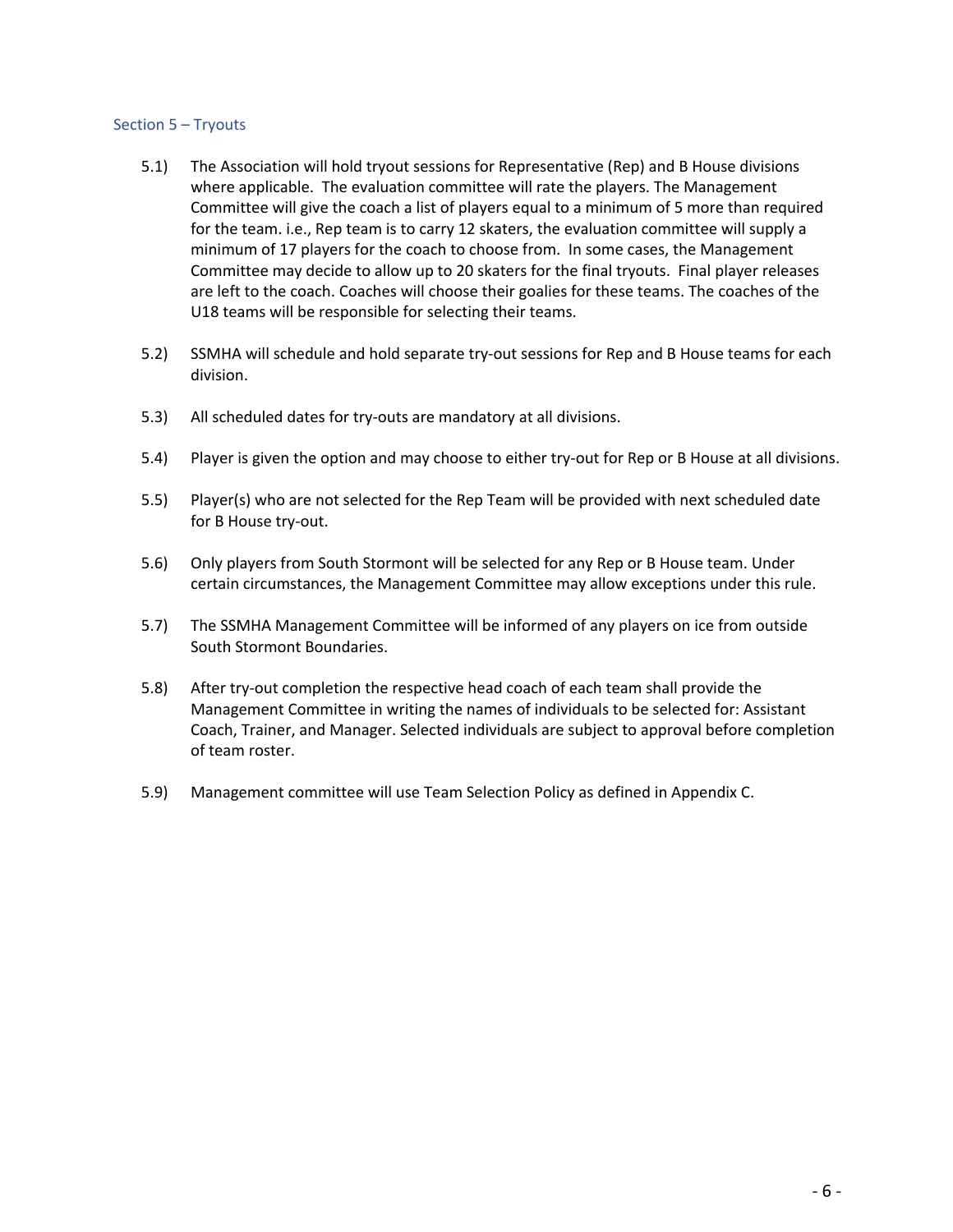## Section 5 – Tryouts

5.1) The Association will hold tryout sessions for Representative (Rep) and B House divisions where applicable. The evaluation committee will rate the players. The Management Committee will give the coach a list of players equal to a minimum of 5 more than required for the team. i.e., Rep team is to carry 12 skaters, the evaluation committee will supply a minimum of 17 players for the coach to choose from. In some cases, the Management Committee may decide to allow up to 20 skaters for the final tryouts. Final player releases are left to the coach. Coaches will choose their goalies for these teams. The coaches of the U18 teams will be responsible for selecting their teams.

5.2) SSMHA will schedule and hold separate try-out sessions for Rep and B House teams for each division.

5.3) All scheduled dates for try-outs are mandatory at all divisions.

5.4) Player is given the option and may choose to either try-out for Rep or B House at all divisions.

5.5) Player(s) who are not selected for the Rep Team will be provided with next scheduled date for B House try-out.

5.6) Only players from South Stormont will be selected for any Rep or B House team. Under certain circumstances, the Management Committee may allow exceptions under this rule.

5.7) The SSMHA Management Committee will be informed of any players on ice from outside South Stormont Boundaries.

5.8) After try-out completion the respective head coach of each team shall provide the Management Committee in writing the names of individuals to be selected for: Assistant Coach, Trainer, and Manager. Selected individuals are subject to approval before completion of team roster.

5.9) Management committee will use Team Selection Policy as defined in Appendix C.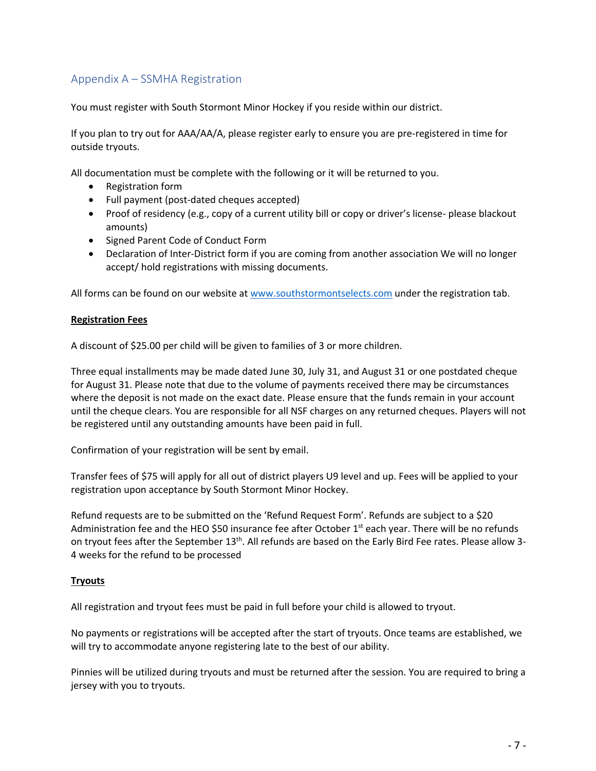## Appendix A – SSMHA Registration

You must register with South Stormont Minor Hockey if you reside within our district.

If you plan to try out for AAA/AA/A, please register early to ensure you are pre-registered in time for outside tryouts.

All documentation must be complete with the following or it will be returned to you.

- Registration form
- Full payment (post-dated cheques accepted)
- Proof of residency (e.g., copy of a current utility bill or copy or driver's license- please blackout amounts)
- Signed Parent Code of Conduct Form
- Declaration of Inter-District form if you are coming from another association We will no longer accept/ hold registrations with missing documents.

All forms can be found on our website at [www.southstormontselects.com](http://www.southstormontselects.com) under the registration tab.

**Registration Fees**

A discount of $25.00 per child will be given to families of 3 or more children.

Three equal installments may be made dated June 30, July 31, and August 31 or one postdated cheque for August 31. Please note that due to the volume of payments received there may be circumstances where the deposit is not made on the exact date. Please ensure that the funds remain in your account until the cheque clears. You are responsible for all NSF charges on any returned cheques. Players will not be registered until any outstanding amounts have been paid in full.

Confirmation of your registration will be sent by email.

Transfer fees of $75 will apply for all out of district players U9 level and up. Fees will be applied to your registration upon acceptance by South Stormont Minor Hockey.

Refund requests are to be submitted on the 'Refund Request Form'. Refunds are subject to a $20 Administration fee and the HEO $50 insurance fee after October 1st each year. There will be no refunds on tryout fees after the September 13th. All refunds are based on the Early Bird Fee rates. Please allow 3-4 weeks for the refund to be processed

**Tryouts**

All registration and tryout fees must be paid in full before your child is allowed to tryout.

No payments or registrations will be accepted after the start of tryouts. Once teams are established, we will try to accommodate anyone registering late to the best of our ability.

Pinnies will be utilized during tryouts and must be returned after the session. You are required to bring a jersey with you to tryouts.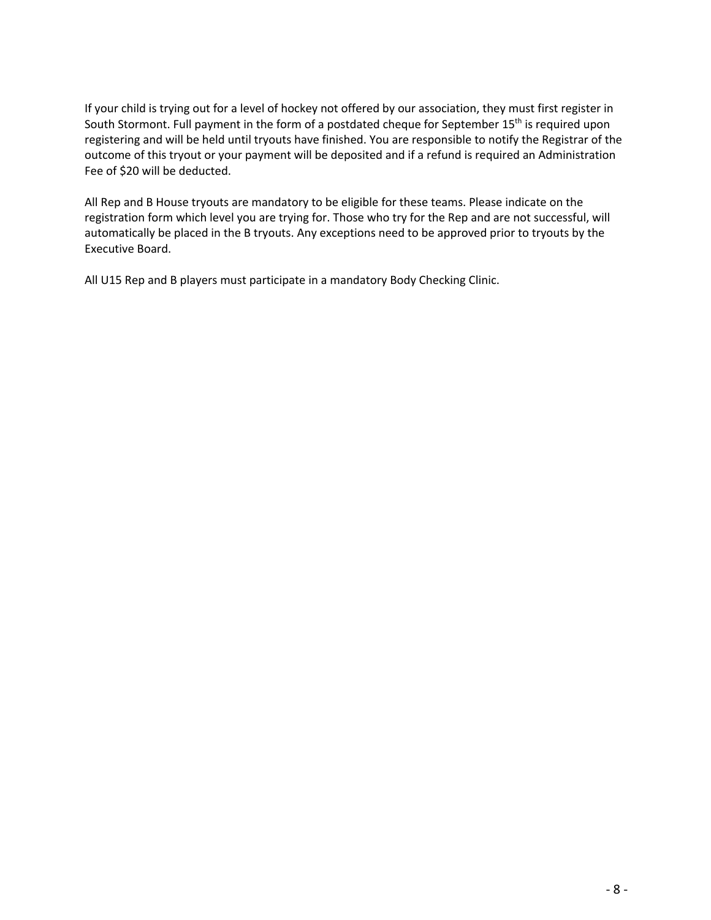If your child is trying out for a level of hockey not offered by our association, they must first register in South Stormont. Full payment in the form of a postdated cheque for September 15th is required upon registering and will be held until tryouts have finished. You are responsible to notify the Registrar of the outcome of this tryout or your payment will be deposited and if a refund is required an Administration Fee of $20 will be deducted.

All Rep and B House tryouts are mandatory to be eligible for these teams. Please indicate on the registration form which level you are trying for. Those who try for the Rep and are not successful, will automatically be placed in the B tryouts. Any exceptions need to be approved prior to tryouts by the Executive Board.

All U15 Rep and B players must participate in a mandatory Body Checking Clinic.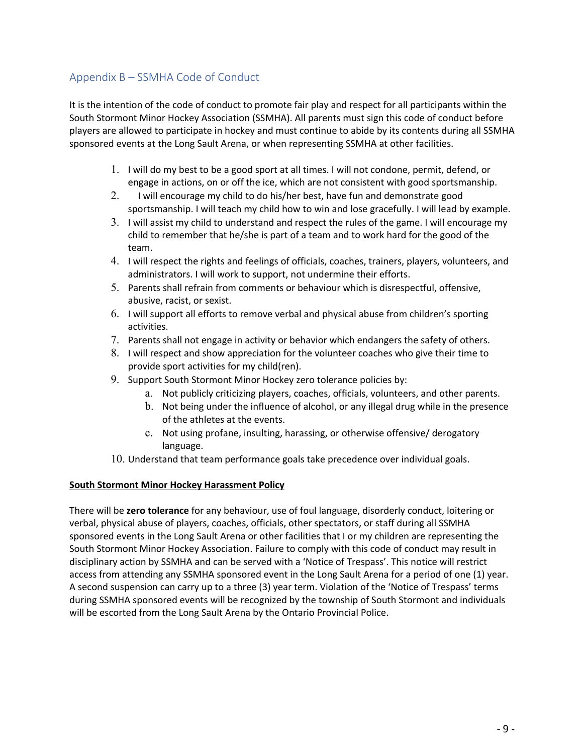## Appendix B – SSMHA Code of Conduct

It is the intention of the code of conduct to promote fair play and respect for all participants within the South Stormont Minor Hockey Association (SSMHA). All parents must sign this code of conduct before players are allowed to participate in hockey and must continue to abide by its contents during all SSMHA sponsored events at the Long Sault Arena, or when representing SSMHA at other facilities.

1. I will do my best to be a good sport at all times. I will not condone, permit, defend, or engage in actions, on or off the ice, which are not consistent with good sportsmanship.
2. I will encourage my child to do his/her best, have fun and demonstrate good sportsmanship. I will teach my child how to win and lose gracefully. I will lead by example.
3. I will assist my child to understand and respect the rules of the game. I will encourage my child to remember that he/she is part of a team and to work hard for the good of the team.
4. I will respect the rights and feelings of officials, coaches, trainers, players, volunteers, and administrators. I will work to support, not undermine their efforts.
5. Parents shall refrain from comments or behaviour which is disrespectful, offensive, abusive, racist, or sexist.
6. I will support all efforts to remove verbal and physical abuse from children's sporting activities.
7. Parents shall not engage in activity or behavior which endangers the safety of others.
8. I will respect and show appreciation for the volunteer coaches who give their time to provide sport activities for my child(ren).
9. Support South Stormont Minor Hockey zero tolerance policies by:
   a. Not publicly criticizing players, coaches, officials, volunteers, and other parents.
   b. Not being under the influence of alcohol, or any illegal drug while in the presence of the athletes at the events.
   c. Not using profane, insulting, harassing, or otherwise offensive/ derogatory language.
10. Understand that team performance goals take precedence over individual goals.

**South Stormont Minor Hockey Harassment Policy**

There will be **zero tolerance** for any behaviour, use of foul language, disorderly conduct, loitering or verbal, physical abuse of players, coaches, officials, other spectators, or staff during all SSMHA sponsored events in the Long Sault Arena or other facilities that I or my children are representing the South Stormont Minor Hockey Association. Failure to comply with this code of conduct may result in disciplinary action by SSMHA and can be served with a 'Notice of Trespass'. This notice will restrict access from attending any SSMHA sponsored event in the Long Sault Arena for a period of one (1) year. A second suspension can carry up to a three (3) year term. Violation of the 'Notice of Trespass' terms during SSMHA sponsored events will be recognized by the township of South Stormont and individuals will be escorted from the Long Sault Arena by the Ontario Provincial Police.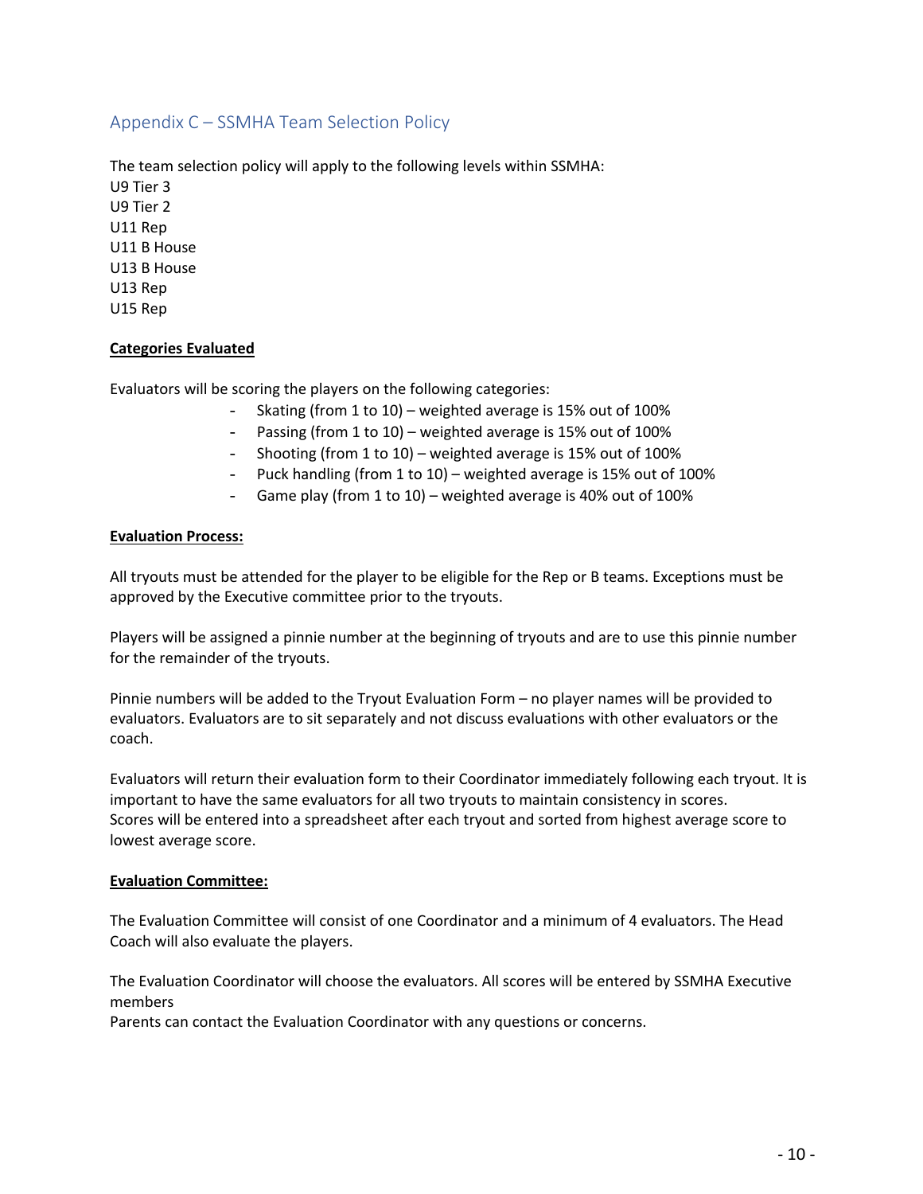## Appendix C – SSMHA Team Selection Policy

The team selection policy will apply to the following levels within SSMHA:
U9 Tier 3
U9 Tier 2
U11 Rep
U11 B House
U13 B House
U13 Rep
U15 Rep

**Categories Evaluated**

Evaluators will be scoring the players on the following categories:

- Skating (from 1 to 10) – weighted average is 15% out of 100%
- Passing (from 1 to 10) – weighted average is 15% out of 100%
- Shooting (from 1 to 10) – weighted average is 15% out of 100%
- Puck handling (from 1 to 10) – weighted average is 15% out of 100%
- Game play (from 1 to 10) – weighted average is 40% out of 100%

**Evaluation Process:**

All tryouts must be attended for the player to be eligible for the Rep or B teams. Exceptions must be approved by the Executive committee prior to the tryouts.

Players will be assigned a pinnie number at the beginning of tryouts and are to use this pinnie number for the remainder of the tryouts.

Pinnie numbers will be added to the Tryout Evaluation Form – no player names will be provided to evaluators. Evaluators are to sit separately and not discuss evaluations with other evaluators or the coach.

Evaluators will return their evaluation form to their Coordinator immediately following each tryout. It is important to have the same evaluators for all two tryouts to maintain consistency in scores.
Scores will be entered into a spreadsheet after each tryout and sorted from highest average score to lowest average score.

**Evaluation Committee:**

The Evaluation Committee will consist of one Coordinator and a minimum of 4 evaluators. The Head Coach will also evaluate the players.

The Evaluation Coordinator will choose the evaluators. All scores will be entered by SSMHA Executive members
Parents can contact the Evaluation Coordinator with any questions or concerns.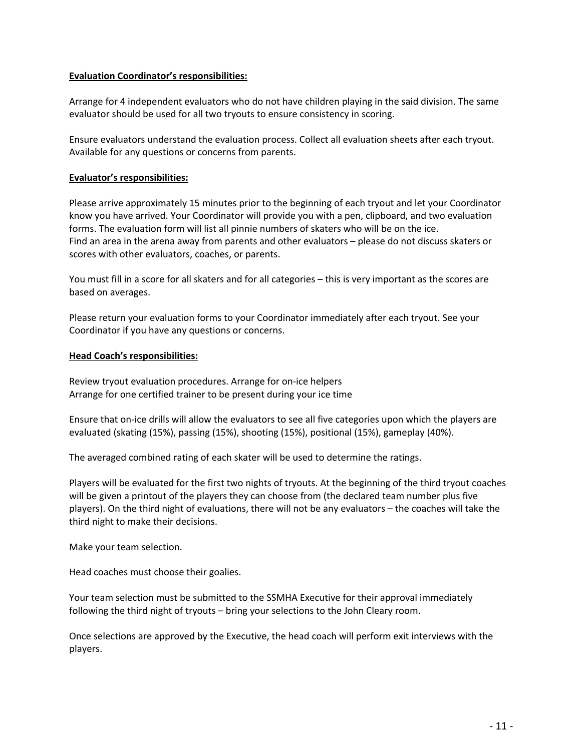**Evaluation Coordinator's responsibilities:**

Arrange for 4 independent evaluators who do not have children playing in the said division. The same evaluator should be used for all two tryouts to ensure consistency in scoring.

Ensure evaluators understand the evaluation process. Collect all evaluation sheets after each tryout. Available for any questions or concerns from parents.

**Evaluator's responsibilities:**

Please arrive approximately 15 minutes prior to the beginning of each tryout and let your Coordinator know you have arrived. Your Coordinator will provide you with a pen, clipboard, and two evaluation forms. The evaluation form will list all pinnie numbers of skaters who will be on the ice.
Find an area in the arena away from parents and other evaluators – please do not discuss skaters or scores with other evaluators, coaches, or parents.

You must fill in a score for all skaters and for all categories – this is very important as the scores are based on averages.

Please return your evaluation forms to your Coordinator immediately after each tryout. See your Coordinator if you have any questions or concerns.

**Head Coach's responsibilities:**

Review tryout evaluation procedures. Arrange for on-ice helpers
Arrange for one certified trainer to be present during your ice time

Ensure that on-ice drills will allow the evaluators to see all five categories upon which the players are evaluated (skating (15%), passing (15%), shooting (15%), positional (15%), gameplay (40%).

The averaged combined rating of each skater will be used to determine the ratings.

Players will be evaluated for the first two nights of tryouts. At the beginning of the third tryout coaches will be given a printout of the players they can choose from (the declared team number plus five players). On the third night of evaluations, there will not be any evaluators – the coaches will take the third night to make their decisions.

Make your team selection.

Head coaches must choose their goalies.

Your team selection must be submitted to the SSMHA Executive for their approval immediately following the third night of tryouts – bring your selections to the John Cleary room.

Once selections are approved by the Executive, the head coach will perform exit interviews with the players.